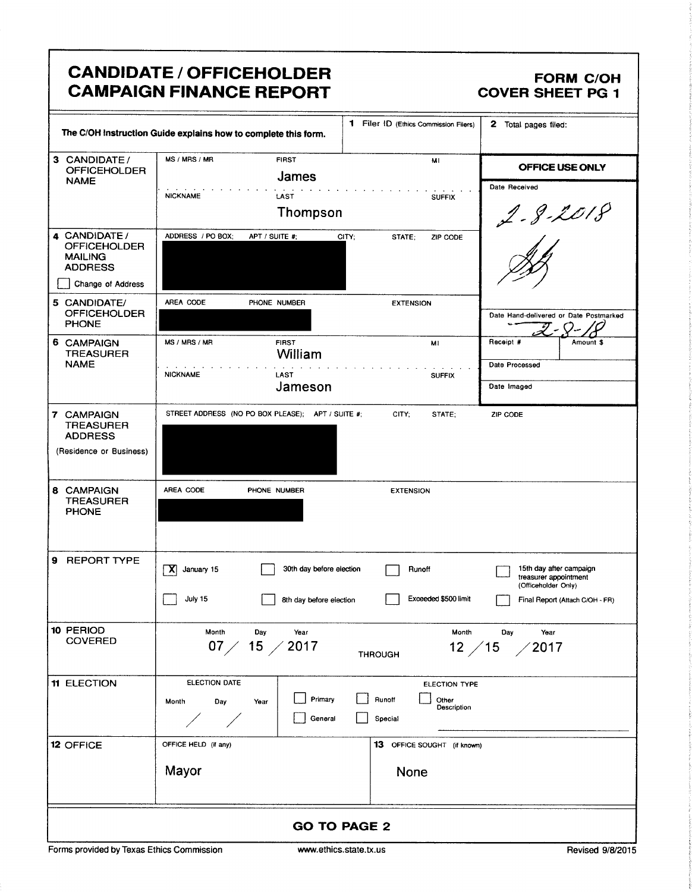# CANDIDATE / OFFICEHOLDER CAMPAIGN FINANCE REPORT

## FORM C/OH COVER SHEET PG 1

The C/OH Instruction Guide explains how to complete this form.

**1** Filer ID (Ethics Commission Filers):

**2** Total pages filed:

**OFFICE USE ONLY**

Date Received: 2-8-2018

Date Hand-delivered or Date Postmarked: 2-8-18

Receipt #: | Amount $:

Date Processed:

Date Imaged:

| Field | Information |
|---|---|
| **3 CANDIDATE / OFFICEHOLDER NAME** | MS / MRS / MR: <br> FIRST: James <br> MI: <br> NICKNAME: <br> LAST: Thompson <br> SUFFIX: |
| **4 CANDIDATE / OFFICEHOLDER MAILING ADDRESS** <br> ☐ Change of Address | ADDRESS / PO BOX; APT / SUITE #; CITY; STATE; ZIP CODE <br> [REDACTED] |
| **5 CANDIDATE/ OFFICEHOLDER PHONE** | AREA CODE; PHONE NUMBER; EXTENSION <br> [REDACTED] |
| **6 CAMPAIGN TREASURER NAME** | MS / MRS / MR: <br> FIRST: William <br> MI: <br> NICKNAME: <br> LAST: Jameson <br> SUFFIX: |
| **7 CAMPAIGN TREASURER ADDRESS** (Residence or Business) | STREET ADDRESS (NO PO BOX PLEASE); APT / SUITE #; CITY; STATE; ZIP CODE <br> [REDACTED] |
| **8 CAMPAIGN TREASURER PHONE** | AREA CODE; PHONE NUMBER; EXTENSION <br> [REDACTED] |
| **9 REPORT TYPE** | ☒ January 15 <br> ☐ 30th day before election <br> ☐ Runoff <br> ☐ 15th day after campaign treasurer appointment (Officeholder Only) <br> ☐ July 15 <br> ☐ 8th day before election <br> ☐ Exceeded $500 limit <br> ☐ Final Report (Attach C/OH - FR) |
| **10 PERIOD COVERED** | Month / Day / Year: 07 / 15 / 2017 THROUGH Month / Day / Year: 12 / 15 / 2017 |
| **11 ELECTION** | ELECTION DATE: Month / Day / Year: &nbsp; / &nbsp; / <br> ELECTION TYPE: ☐ Primary ☐ Runoff ☐ Other Description ☐ General ☐ Special |
| **12 OFFICE** | OFFICE HELD (if any): Mayor |
| **13 OFFICE SOUGHT (if known)** | None |

**GO TO PAGE 2**

Forms provided by Texas Ethics Commission — www.ethics.state.tx.us — Revised 9/8/2015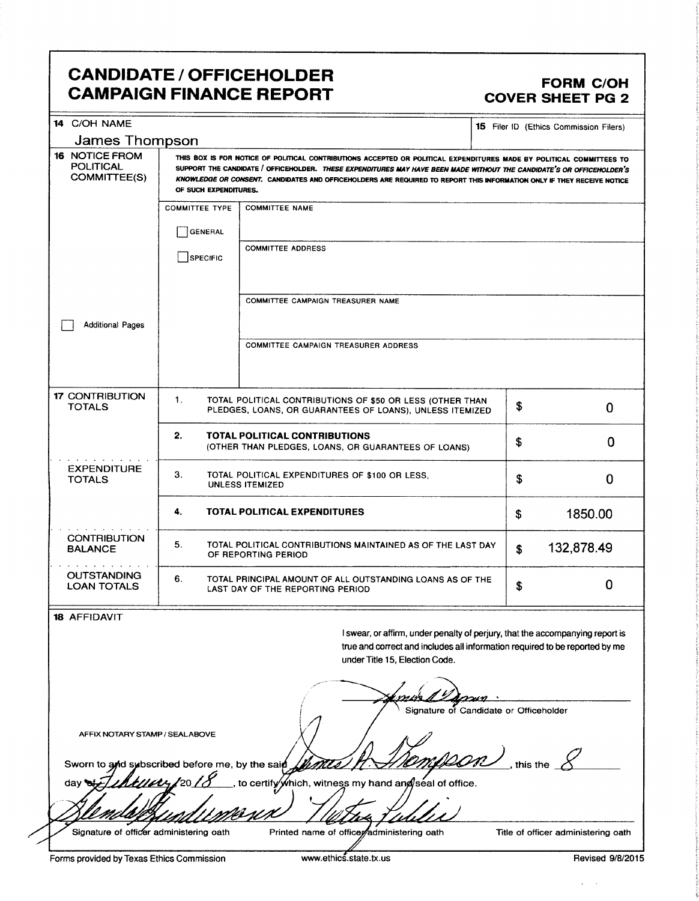# CANDIDATE / OFFICEHOLDER CAMPAIGN FINANCE REPORT

**FORM C/OH COVER SHEET PG 2**

**14** C/OH NAME

James Thompson

**15** Filer ID (Ethics Commission Filers)

**16** NOTICE FROM POLITICAL COMMITTEE(S)

THIS BOX IS FOR NOTICE OF POLITICAL CONTRIBUTIONS ACCEPTED OR POLITICAL EXPENDITURES MADE BY POLITICAL COMMITTEES TO SUPPORT THE CANDIDATE / OFFICEHOLDER. *THESE EXPENDITURES MAY HAVE BEEN MADE WITHOUT THE CANDIDATE'S OR OFFICEHOLDER'S KNOWLEDGE OR CONSENT.* CANDIDATES AND OFFICEHOLDERS ARE REQUIRED TO REPORT THIS INFORMATION ONLY IF THEY RECEIVE NOTICE OF SUCH EXPENDITURES.

COMMITTEE TYPE

☐ GENERAL

☐ SPECIFIC

COMMITTEE NAME

COMMITTEE ADDRESS

COMMITTEE CAMPAIGN TREASURER NAME

COMMITTEE CAMPAIGN TREASURER ADDRESS

☐ Additional Pages

| | | | |
|---|---|---|---|
| **17** CONTRIBUTION TOTALS | 1. | TOTAL POLITICAL CONTRIBUTIONS OF $50 OR LESS (OTHER THAN PLEDGES, LOANS, OR GUARANTEES OF LOANS), UNLESS ITEMIZED | $ 0 |
| | 2. | **TOTAL POLITICAL CONTRIBUTIONS** (OTHER THAN PLEDGES, LOANS, OR GUARANTEES OF LOANS) | $ 0 |
| EXPENDITURE TOTALS | 3. | TOTAL POLITICAL EXPENDITURES OF $100 OR LESS, UNLESS ITEMIZED | $ 0 |
| | 4. | **TOTAL POLITICAL EXPENDITURES** | $ 1850.00 |
| CONTRIBUTION BALANCE | 5. | TOTAL POLITICAL CONTRIBUTIONS MAINTAINED AS OF THE LAST DAY OF REPORTING PERIOD | $ 132,878.49 |
| OUTSTANDING LOAN TOTALS | 6. | TOTAL PRINCIPAL AMOUNT OF ALL OUTSTANDING LOANS AS OF THE LAST DAY OF THE REPORTING PERIOD | $ 0 |

**18** AFFIDAVIT

I swear, or affirm, under penalty of perjury, that the accompanying report is true and correct and includes all information required to be reported by me under Title 15, Election Code.

[Signature]

Signature of Candidate or Officeholder

AFFIX NOTARY STAMP / SEAL ABOVE

Sworn to and subscribed before me, by the said James A. Thompson, this the 8 day of February, 2018, to certify which, witness my hand and seal of office.

[Signature] | Glenda Gunderman | Notary Public

Signature of officer administering oath | Printed name of officer administering oath | Title of officer administering oath

Forms provided by Texas Ethics Commission | www.ethics.state.tx.us | Revised 9/8/2015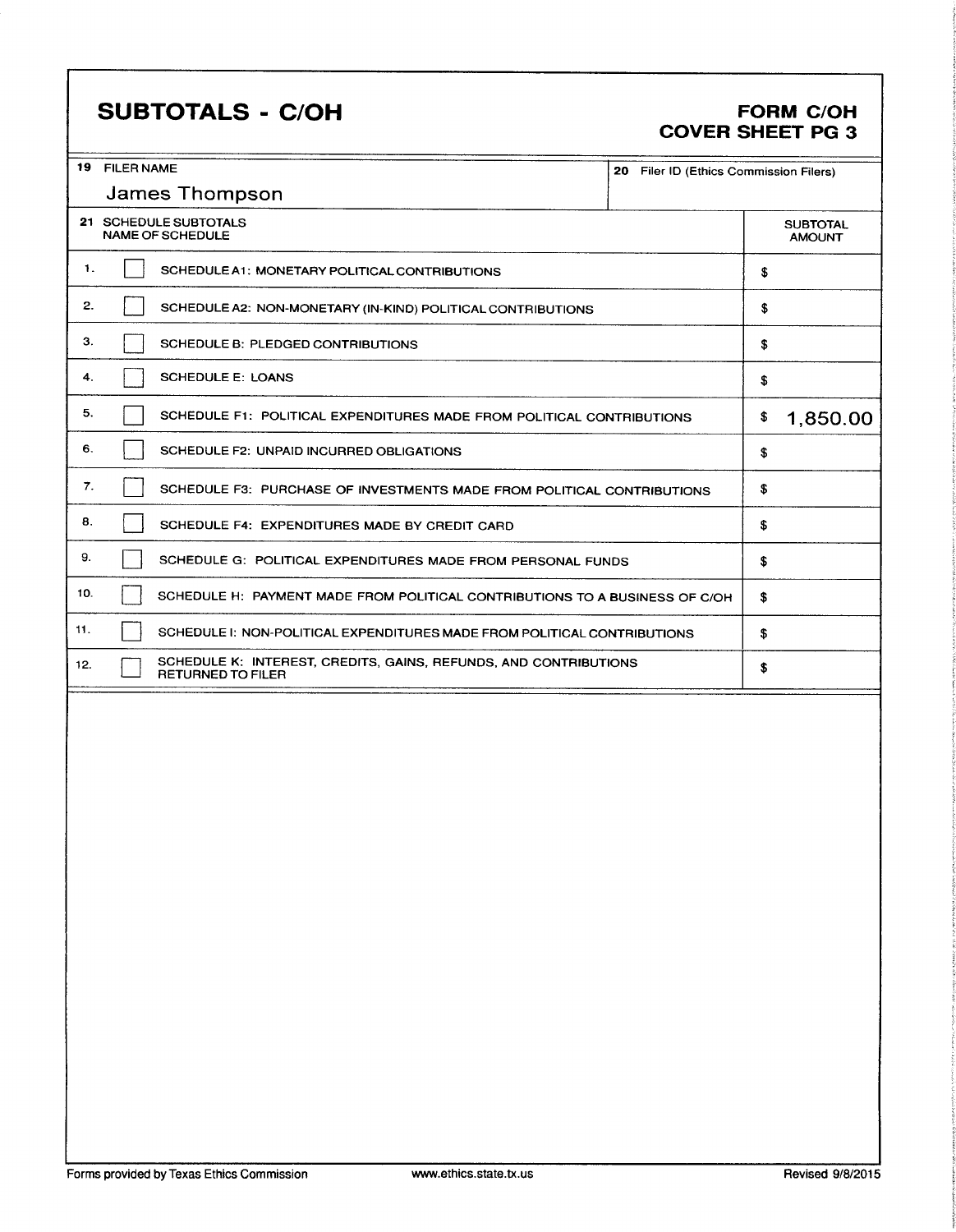# SUBTOTALS - C/OH

**FORM C/OH**
**COVER SHEET PG 3**

| 19 FILER NAME | 20 Filer ID (Ethics Commission Filers) |
| --- | --- |
| James Thompson | |

| 21 SCHEDULE SUBTOTALS NAME OF SCHEDULE | | | SUBTOTAL AMOUNT |
| --- | --- | --- | --- |
| 1. | ☐ | SCHEDULE A1: MONETARY POLITICAL CONTRIBUTIONS | $ |
| 2. | ☐ | SCHEDULE A2: NON-MONETARY (IN-KIND) POLITICAL CONTRIBUTIONS | $ |
| 3. | ☐ | SCHEDULE B: PLEDGED CONTRIBUTIONS | $ |
| 4. | ☐ | SCHEDULE E: LOANS | $ |
| 5. | ☐ | SCHEDULE F1: POLITICAL EXPENDITURES MADE FROM POLITICAL CONTRIBUTIONS | $ 1,850.00 |
| 6. | ☐ | SCHEDULE F2: UNPAID INCURRED OBLIGATIONS | $ |
| 7. | ☐ | SCHEDULE F3: PURCHASE OF INVESTMENTS MADE FROM POLITICAL CONTRIBUTIONS | $ |
| 8. | ☐ | SCHEDULE F4: EXPENDITURES MADE BY CREDIT CARD | $ |
| 9. | ☐ | SCHEDULE G: POLITICAL EXPENDITURES MADE FROM PERSONAL FUNDS | $ |
| 10. | ☐ | SCHEDULE H: PAYMENT MADE FROM POLITICAL CONTRIBUTIONS TO A BUSINESS OF C/OH | $ |
| 11. | ☐ | SCHEDULE I: NON-POLITICAL EXPENDITURES MADE FROM POLITICAL CONTRIBUTIONS | $ |
| 12. | ☐ | SCHEDULE K: INTEREST, CREDITS, GAINS, REFUNDS, AND CONTRIBUTIONS RETURNED TO FILER | $ |

Forms provided by Texas Ethics Commission www.ethics.state.tx.us Revised 9/8/2015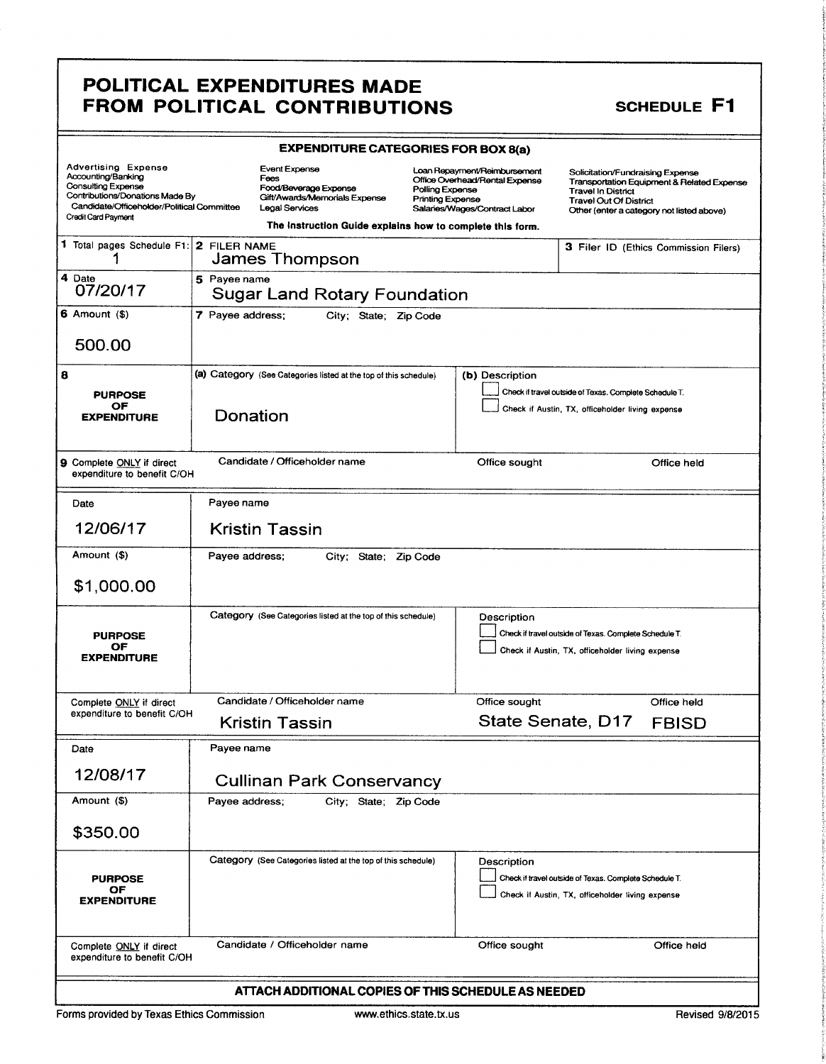# POLITICAL EXPENDITURES MADE FROM POLITICAL CONTRIBUTIONS

## SCHEDULE F1

### EXPENDITURE CATEGORIES FOR BOX 8(a)

| | | | |
|---|---|---|---|
| Advertising Expense | Event Expense | Loan Repayment/Reimbursement | Solicitation/Fundraising Expense |
| Accounting/Banking | Fees | Office Overhead/Rental Expense | Transportation Equipment & Related Expense |
| Consulting Expense | Food/Beverage Expense | Polling Expense | Travel In District |
| Contributions/Donations Made By Candidate/Officeholder/Political Committee | Gift/Awards/Memorials Expense | Printing Expense | Travel Out Of District |
| Credit Card Payment | Legal Services | Salaries/Wages/Contract Labor | Other (enter a category not listed above) |

The Instruction Guide explains how to complete this form.

| | | | |
|---|---|---|---|
| 1 Total pages Schedule F1: 1 | 2 FILER NAME: James Thompson | | 3 Filer ID (Ethics Commission Filers) |
| 4 Date: 07/20/17 | 5 Payee name: Sugar Land Rotary Foundation | | |
| 6 Amount ($): 500.00 | 7 Payee address; City; State; Zip Code | | |
| 8 PURPOSE OF EXPENDITURE | (a) Category (See Categories listed at the top of this schedule): Donation | (b) Description ☐ Check if travel outside of Texas. Complete Schedule T. ☐ Check if Austin, TX, officeholder living expense | |
| 9 Complete ONLY if direct expenditure to benefit C/OH | Candidate / Officeholder name | Office sought | Office held |

| | | | |
|---|---|---|---|
| Date: 12/06/17 | Payee name: Kristin Tassin | | |
| Amount ($): $1,000.00 | Payee address; City; State; Zip Code | | |
| PURPOSE OF EXPENDITURE | Category (See Categories listed at the top of this schedule) | Description ☐ Check if travel outside of Texas. Complete Schedule T. ☐ Check if Austin, TX, officeholder living expense | |
| Complete ONLY if direct expenditure to benefit C/OH | Candidate / Officeholder name: Kristin Tassin | Office sought: State Senate, D17 | Office held: FBISD |

| | | | |
|---|---|---|---|
| Date: 12/08/17 | Payee name: Cullinan Park Conservancy | | |
| Amount ($): $350.00 | Payee address; City; State; Zip Code | | |
| PURPOSE OF EXPENDITURE | Category (See Categories listed at the top of this schedule) | Description ☐ Check if travel outside of Texas. Complete Schedule T. ☐ Check if Austin, TX, officeholder living expense | |
| Complete ONLY if direct expenditure to benefit C/OH | Candidate / Officeholder name | Office sought | Office held |

**ATTACH ADDITIONAL COPIES OF THIS SCHEDULE AS NEEDED**

Forms provided by Texas Ethics Commission www.ethics.state.tx.us Revised 9/8/2015